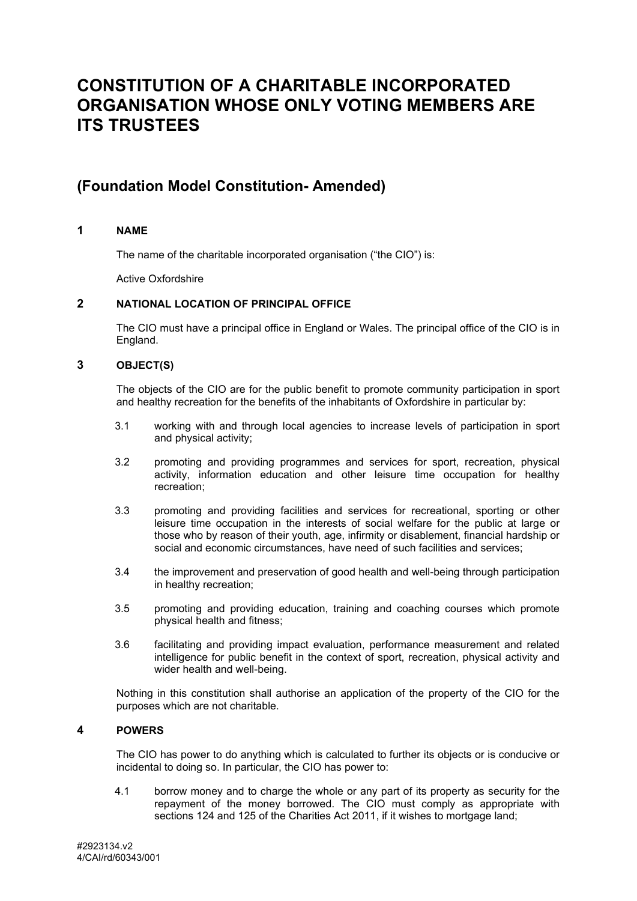# CONSTITUTION OF A CHARITABLE INCORPORATED ORGANISATION WHOSE ONLY VOTING MEMBERS ARE ITS TRUSTEES

## (Foundation Model Constitution- Amended)

### 1 NAME

The name of the charitable incorporated organisation ("the CIO") is:

Active Oxfordshire

### 2 NATIONAL LOCATION OF PRINCIPAL OFFICE

The CIO must have a principal office in England or Wales. The principal office of the CIO is in England.

### 3 OBJECT(S)

The objects of the CIO are for the public benefit to promote community participation in sport and healthy recreation for the benefits of the inhabitants of Oxfordshire in particular by:

3.1 working with and through local agencies to increase levels of participation in sport and physical activity;

3.2 promoting and providing programmes and services for sport, recreation, physical activity, information education and other leisure time occupation for healthy recreation;

3.3 promoting and providing facilities and services for recreational, sporting or other leisure time occupation in the interests of social welfare for the public at large or those who by reason of their youth, age, infirmity or disablement, financial hardship or social and economic circumstances, have need of such facilities and services;

3.4 the improvement and preservation of good health and well-being through participation in healthy recreation;

3.5 promoting and providing education, training and coaching courses which promote physical health and fitness;

3.6 facilitating and providing impact evaluation, performance measurement and related intelligence for public benefit in the context of sport, recreation, physical activity and wider health and well-being.

Nothing in this constitution shall authorise an application of the property of the CIO for the purposes which are not charitable.

### 4 POWERS

The CIO has power to do anything which is calculated to further its objects or is conducive or incidental to doing so. In particular, the CIO has power to:

4.1 borrow money and to charge the whole or any part of its property as security for the repayment of the money borrowed. The CIO must comply as appropriate with sections 124 and 125 of the Charities Act 2011, if it wishes to mortgage land;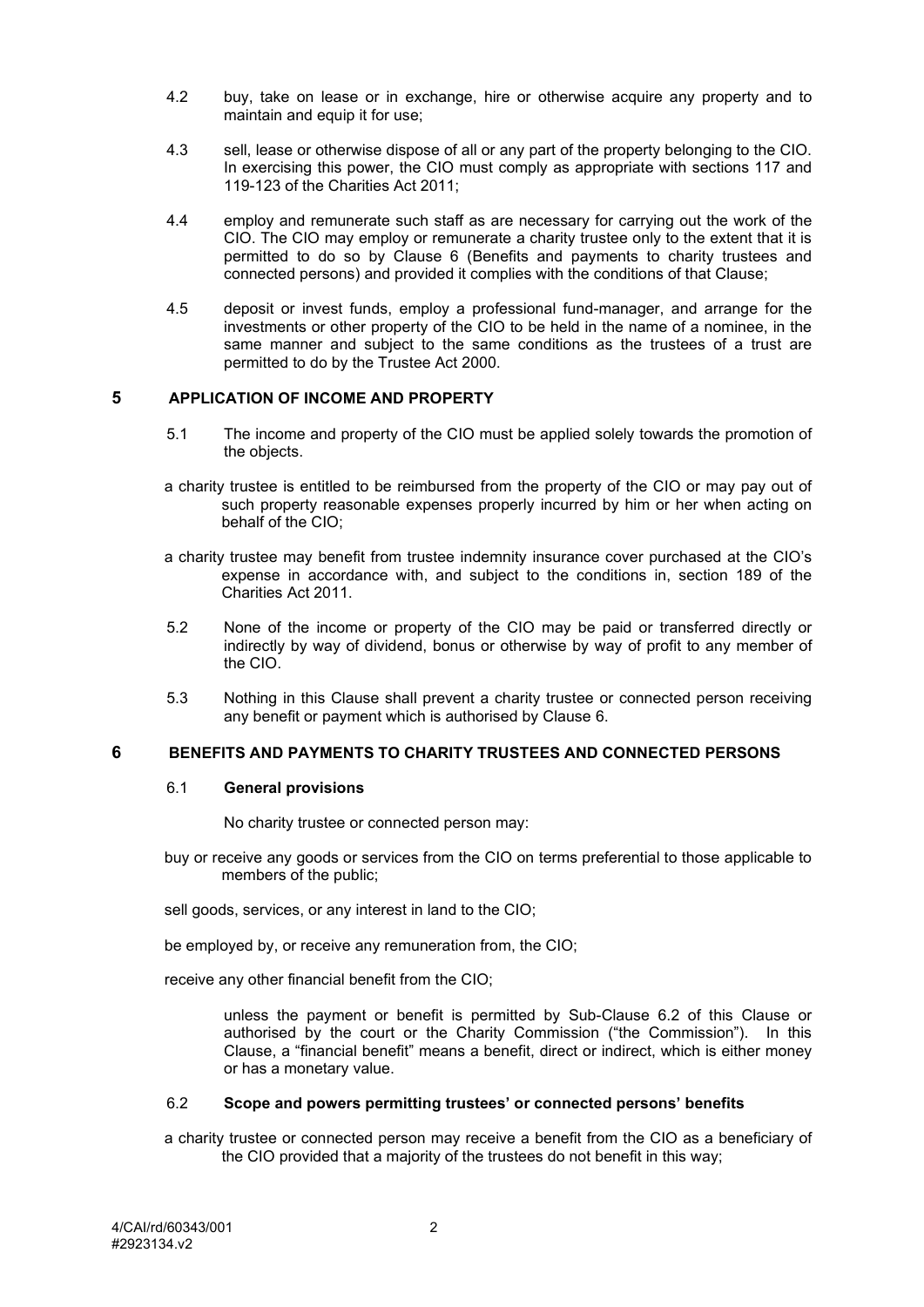4.2 buy, take on lease or in exchange, hire or otherwise acquire any property and to maintain and equip it for use;

4.3 sell, lease or otherwise dispose of all or any part of the property belonging to the CIO. In exercising this power, the CIO must comply as appropriate with sections 117 and 119-123 of the Charities Act 2011;

4.4 employ and remunerate such staff as are necessary for carrying out the work of the CIO. The CIO may employ or remunerate a charity trustee only to the extent that it is permitted to do so by Clause 6 (Benefits and payments to charity trustees and connected persons) and provided it complies with the conditions of that Clause;

4.5 deposit or invest funds, employ a professional fund-manager, and arrange for the investments or other property of the CIO to be held in the name of a nominee, in the same manner and subject to the same conditions as the trustees of a trust are permitted to do by the Trustee Act 2000.

## 5 APPLICATION OF INCOME AND PROPERTY

5.1 The income and property of the CIO must be applied solely towards the promotion of the objects.

a charity trustee is entitled to be reimbursed from the property of the CIO or may pay out of such property reasonable expenses properly incurred by him or her when acting on behalf of the CIO;

a charity trustee may benefit from trustee indemnity insurance cover purchased at the CIO's expense in accordance with, and subject to the conditions in, section 189 of the Charities Act 2011.

5.2 None of the income or property of the CIO may be paid or transferred directly or indirectly by way of dividend, bonus or otherwise by way of profit to any member of the CIO.

5.3 Nothing in this Clause shall prevent a charity trustee or connected person receiving any benefit or payment which is authorised by Clause 6.

## 6 BENEFITS AND PAYMENTS TO CHARITY TRUSTEES AND CONNECTED PERSONS

### 6.1 General provisions

No charity trustee or connected person may:

buy or receive any goods or services from the CIO on terms preferential to those applicable to members of the public;

sell goods, services, or any interest in land to the CIO;

be employed by, or receive any remuneration from, the CIO;

receive any other financial benefit from the CIO;

unless the payment or benefit is permitted by Sub-Clause 6.2 of this Clause or authorised by the court or the Charity Commission ("the Commission"). In this Clause, a "financial benefit" means a benefit, direct or indirect, which is either money or has a monetary value.

### 6.2 Scope and powers permitting trustees' or connected persons' benefits

a charity trustee or connected person may receive a benefit from the CIO as a beneficiary of the CIO provided that a majority of the trustees do not benefit in this way;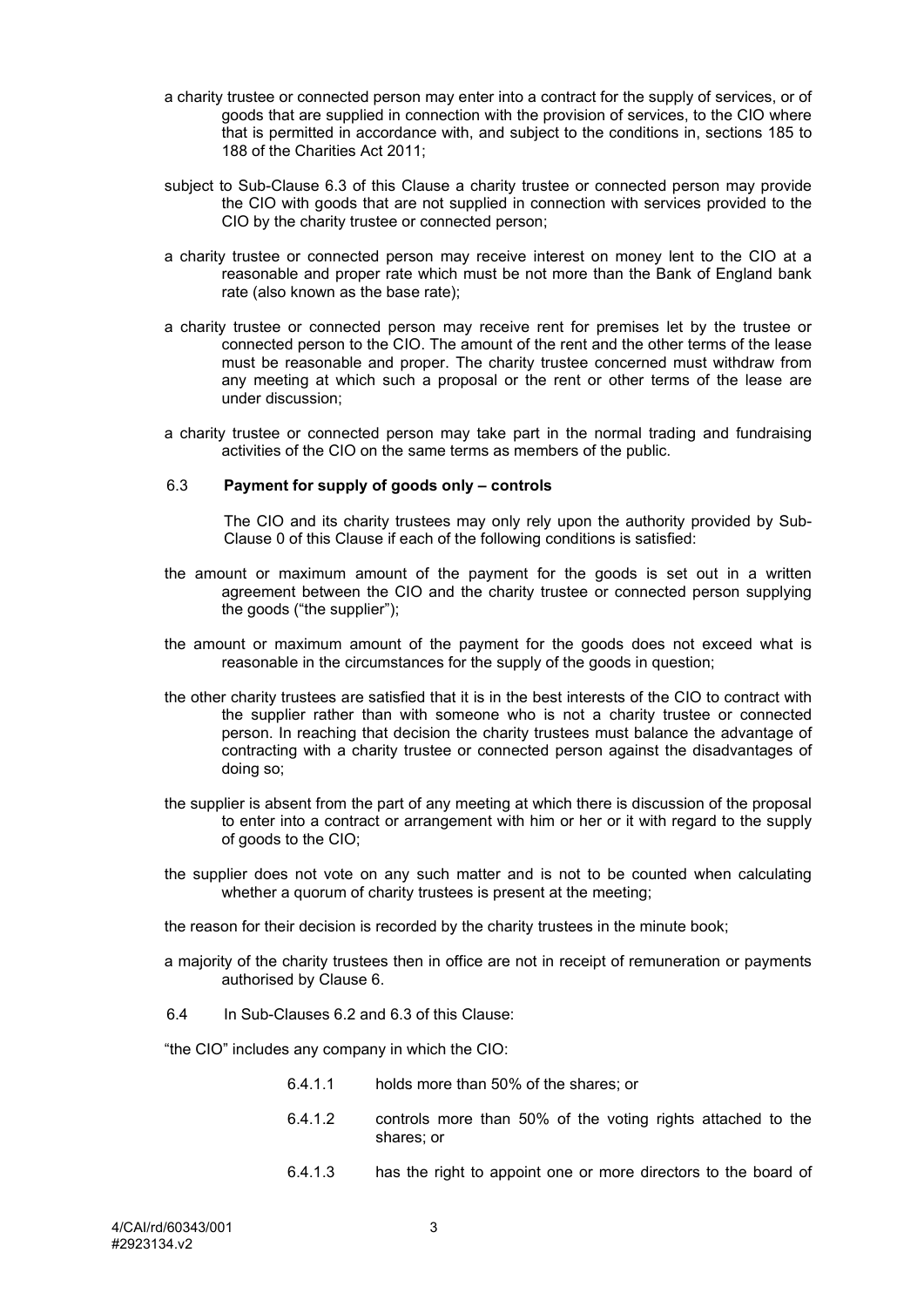- a charity trustee or connected person may enter into a contract for the supply of services, or of goods that are supplied in connection with the provision of services, to the CIO where that is permitted in accordance with, and subject to the conditions in, sections 185 to 188 of the Charities Act 2011;

- subject to Sub-Clause 6.3 of this Clause a charity trustee or connected person may provide the CIO with goods that are not supplied in connection with services provided to the CIO by the charity trustee or connected person;

- a charity trustee or connected person may receive interest on money lent to the CIO at a reasonable and proper rate which must be not more than the Bank of England bank rate (also known as the base rate);

- a charity trustee or connected person may receive rent for premises let by the trustee or connected person to the CIO. The amount of the rent and the other terms of the lease must be reasonable and proper. The charity trustee concerned must withdraw from any meeting at which such a proposal or the rent or other terms of the lease are under discussion;

- a charity trustee or connected person may take part in the normal trading and fundraising activities of the CIO on the same terms as members of the public.

6.3 **Payment for supply of goods only – controls**

The CIO and its charity trustees may only rely upon the authority provided by Sub-Clause 0 of this Clause if each of the following conditions is satisfied:

- the amount or maximum amount of the payment for the goods is set out in a written agreement between the CIO and the charity trustee or connected person supplying the goods ("the supplier");

- the amount or maximum amount of the payment for the goods does not exceed what is reasonable in the circumstances for the supply of the goods in question;

- the other charity trustees are satisfied that it is in the best interests of the CIO to contract with the supplier rather than with someone who is not a charity trustee or connected person. In reaching that decision the charity trustees must balance the advantage of contracting with a charity trustee or connected person against the disadvantages of doing so;

- the supplier is absent from the part of any meeting at which there is discussion of the proposal to enter into a contract or arrangement with him or her or it with regard to the supply of goods to the CIO;

- the supplier does not vote on any such matter and is not to be counted when calculating whether a quorum of charity trustees is present at the meeting;

- the reason for their decision is recorded by the charity trustees in the minute book;

- a majority of the charity trustees then in office are not in receipt of remuneration or payments authorised by Clause 6.

6.4 In Sub-Clauses 6.2 and 6.3 of this Clause:

"the CIO" includes any company in which the CIO:

6.4.1.1 holds more than 50% of the shares; or

6.4.1.2 controls more than 50% of the voting rights attached to the shares; or

6.4.1.3 has the right to appoint one or more directors to the board of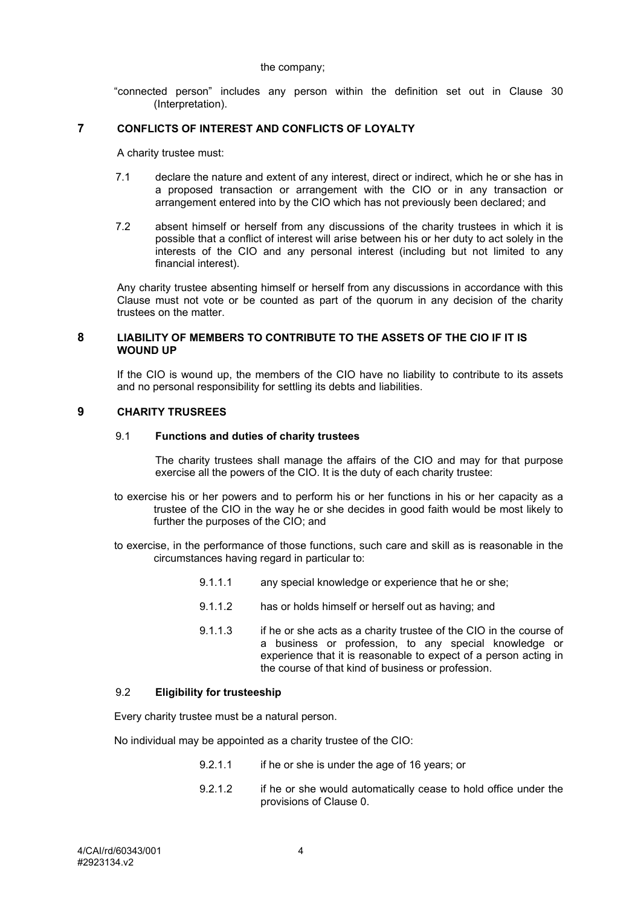the company;

"connected person" includes any person within the definition set out in Clause 30 (Interpretation).

## 7 CONFLICTS OF INTEREST AND CONFLICTS OF LOYALTY

A charity trustee must:

7.1 declare the nature and extent of any interest, direct or indirect, which he or she has in a proposed transaction or arrangement with the CIO or in any transaction or arrangement entered into by the CIO which has not previously been declared; and

7.2 absent himself or herself from any discussions of the charity trustees in which it is possible that a conflict of interest will arise between his or her duty to act solely in the interests of the CIO and any personal interest (including but not limited to any financial interest).

Any charity trustee absenting himself or herself from any discussions in accordance with this Clause must not vote or be counted as part of the quorum in any decision of the charity trustees on the matter.

## 8 LIABILITY OF MEMBERS TO CONTRIBUTE TO THE ASSETS OF THE CIO IF IT IS WOUND UP

If the CIO is wound up, the members of the CIO have no liability to contribute to its assets and no personal responsibility for settling its debts and liabilities.

## 9 CHARITY TRUSREES

### 9.1 Functions and duties of charity trustees

The charity trustees shall manage the affairs of the CIO and may for that purpose exercise all the powers of the CIO. It is the duty of each charity trustee:

to exercise his or her powers and to perform his or her functions in his or her capacity as a trustee of the CIO in the way he or she decides in good faith would be most likely to further the purposes of the CIO; and

to exercise, in the performance of those functions, such care and skill as is reasonable in the circumstances having regard in particular to:

9.1.1.1 any special knowledge or experience that he or she;

9.1.1.2 has or holds himself or herself out as having; and

9.1.1.3 if he or she acts as a charity trustee of the CIO in the course of a business or profession, to any special knowledge or experience that it is reasonable to expect of a person acting in the course of that kind of business or profession.

### 9.2 Eligibility for trusteeship

Every charity trustee must be a natural person.

No individual may be appointed as a charity trustee of the CIO:

9.2.1.1 if he or she is under the age of 16 years; or

9.2.1.2 if he or she would automatically cease to hold office under the provisions of Clause 0.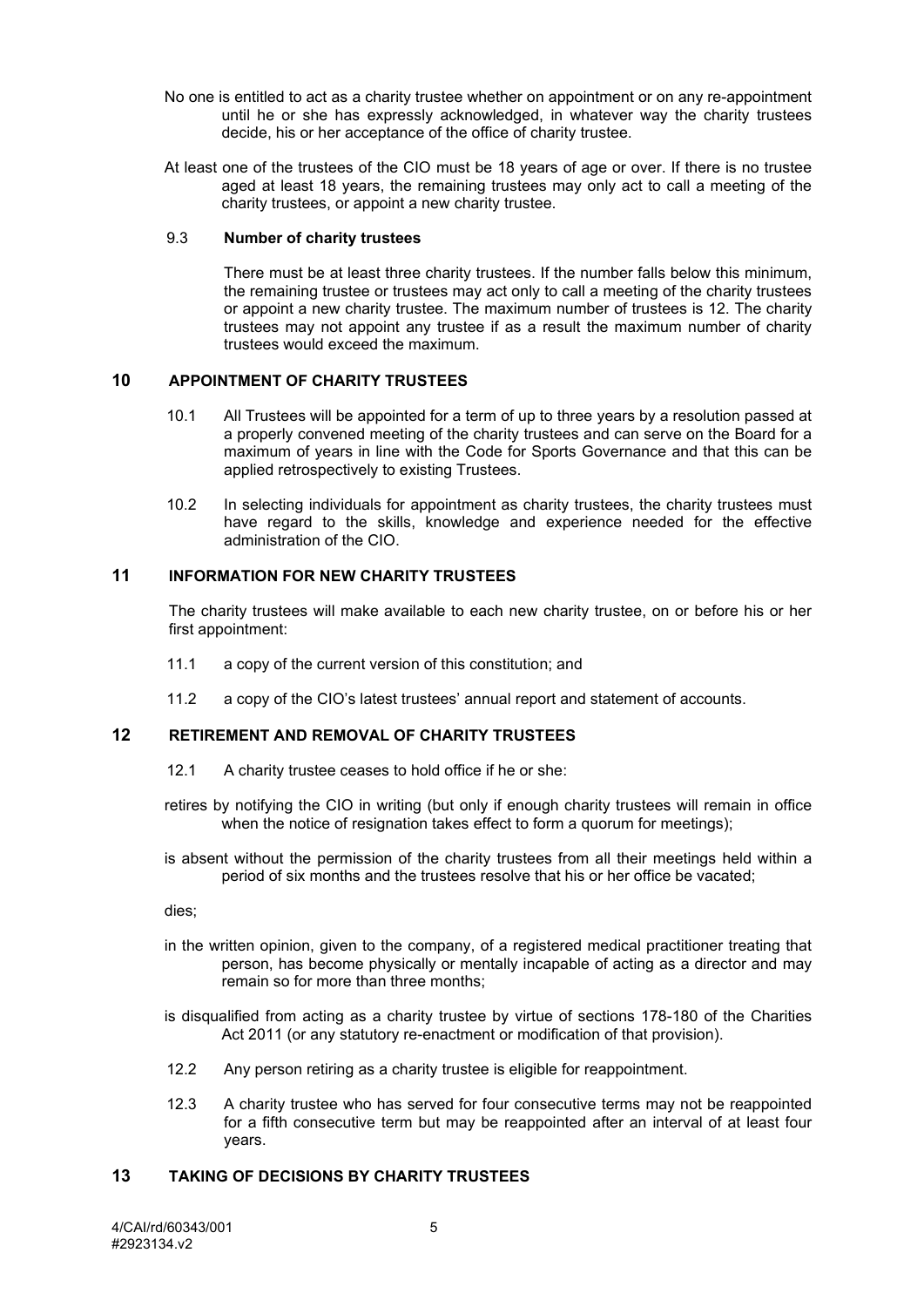No one is entitled to act as a charity trustee whether on appointment or on any re-appointment until he or she has expressly acknowledged, in whatever way the charity trustees decide, his or her acceptance of the office of charity trustee.

At least one of the trustees of the CIO must be 18 years of age or over. If there is no trustee aged at least 18 years, the remaining trustees may only act to call a meeting of the charity trustees, or appoint a new charity trustee.

### 9.3 Number of charity trustees

There must be at least three charity trustees. If the number falls below this minimum, the remaining trustee or trustees may act only to call a meeting of the charity trustees or appoint a new charity trustee. The maximum number of trustees is 12. The charity trustees may not appoint any trustee if as a result the maximum number of charity trustees would exceed the maximum.

## 10 APPOINTMENT OF CHARITY TRUSTEES

10.1 All Trustees will be appointed for a term of up to three years by a resolution passed at a properly convened meeting of the charity trustees and can serve on the Board for a maximum of years in line with the Code for Sports Governance and that this can be applied retrospectively to existing Trustees.

10.2 In selecting individuals for appointment as charity trustees, the charity trustees must have regard to the skills, knowledge and experience needed for the effective administration of the CIO.

## 11 INFORMATION FOR NEW CHARITY TRUSTEES

The charity trustees will make available to each new charity trustee, on or before his or her first appointment:

11.1 a copy of the current version of this constitution; and

11.2 a copy of the CIO's latest trustees' annual report and statement of accounts.

## 12 RETIREMENT AND REMOVAL OF CHARITY TRUSTEES

12.1 A charity trustee ceases to hold office if he or she:

retires by notifying the CIO in writing (but only if enough charity trustees will remain in office when the notice of resignation takes effect to form a quorum for meetings);

is absent without the permission of the charity trustees from all their meetings held within a period of six months and the trustees resolve that his or her office be vacated;

dies;

in the written opinion, given to the company, of a registered medical practitioner treating that person, has become physically or mentally incapable of acting as a director and may remain so for more than three months;

is disqualified from acting as a charity trustee by virtue of sections 178-180 of the Charities Act 2011 (or any statutory re-enactment or modification of that provision).

12.2 Any person retiring as a charity trustee is eligible for reappointment.

12.3 A charity trustee who has served for four consecutive terms may not be reappointed for a fifth consecutive term but may be reappointed after an interval of at least four years.

## 13 TAKING OF DECISIONS BY CHARITY TRUSTEES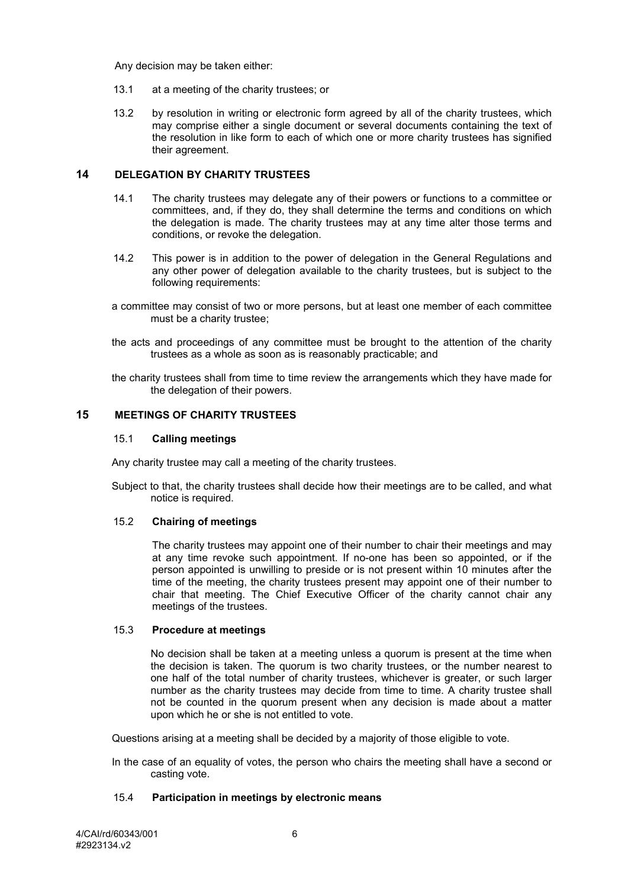Any decision may be taken either:

13.1 at a meeting of the charity trustees; or

13.2 by resolution in writing or electronic form agreed by all of the charity trustees, which may comprise either a single document or several documents containing the text of the resolution in like form to each of which one or more charity trustees has signified their agreement.

## 14 DELEGATION BY CHARITY TRUSTEES

14.1 The charity trustees may delegate any of their powers or functions to a committee or committees, and, if they do, they shall determine the terms and conditions on which the delegation is made. The charity trustees may at any time alter those terms and conditions, or revoke the delegation.

14.2 This power is in addition to the power of delegation in the General Regulations and any other power of delegation available to the charity trustees, but is subject to the following requirements:

a committee may consist of two or more persons, but at least one member of each committee must be a charity trustee;

the acts and proceedings of any committee must be brought to the attention of the charity trustees as a whole as soon as is reasonably practicable; and

the charity trustees shall from time to time review the arrangements which they have made for the delegation of their powers.

## 15 MEETINGS OF CHARITY TRUSTEES

### 15.1 Calling meetings

Any charity trustee may call a meeting of the charity trustees.

Subject to that, the charity trustees shall decide how their meetings are to be called, and what notice is required.

### 15.2 Chairing of meetings

The charity trustees may appoint one of their number to chair their meetings and may at any time revoke such appointment. If no-one has been so appointed, or if the person appointed is unwilling to preside or is not present within 10 minutes after the time of the meeting, the charity trustees present may appoint one of their number to chair that meeting. The Chief Executive Officer of the charity cannot chair any meetings of the trustees.

### 15.3 Procedure at meetings

No decision shall be taken at a meeting unless a quorum is present at the time when the decision is taken. The quorum is two charity trustees, or the number nearest to one half of the total number of charity trustees, whichever is greater, or such larger number as the charity trustees may decide from time to time. A charity trustee shall not be counted in the quorum present when any decision is made about a matter upon which he or she is not entitled to vote.

Questions arising at a meeting shall be decided by a majority of those eligible to vote.

In the case of an equality of votes, the person who chairs the meeting shall have a second or casting vote.

### 15.4 Participation in meetings by electronic means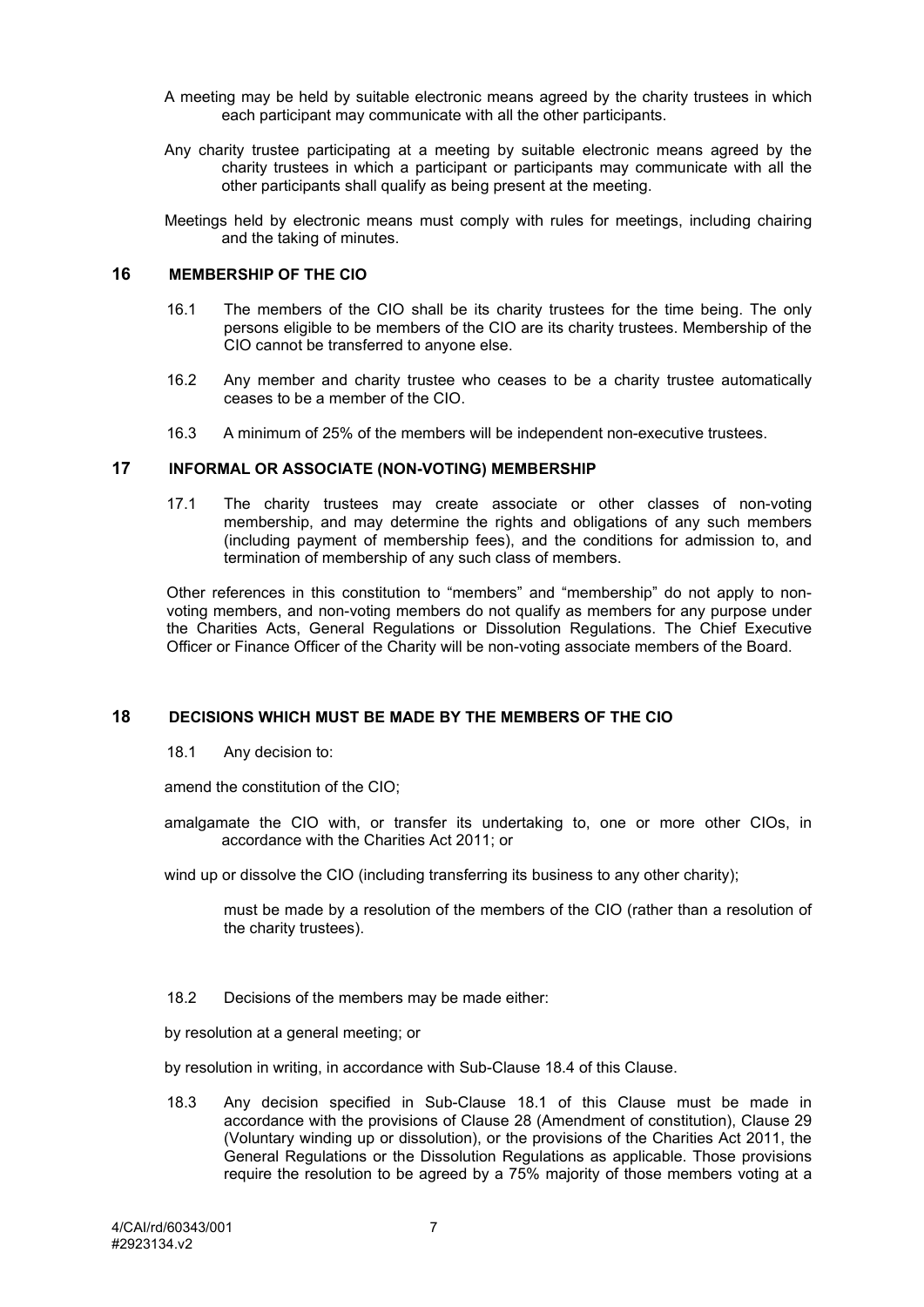A meeting may be held by suitable electronic means agreed by the charity trustees in which each participant may communicate with all the other participants.

Any charity trustee participating at a meeting by suitable electronic means agreed by the charity trustees in which a participant or participants may communicate with all the other participants shall qualify as being present at the meeting.

Meetings held by electronic means must comply with rules for meetings, including chairing and the taking of minutes.

## 16 MEMBERSHIP OF THE CIO

16.1 The members of the CIO shall be its charity trustees for the time being. The only persons eligible to be members of the CIO are its charity trustees. Membership of the CIO cannot be transferred to anyone else.

16.2 Any member and charity trustee who ceases to be a charity trustee automatically ceases to be a member of the CIO.

16.3 A minimum of 25% of the members will be independent non-executive trustees.

## 17 INFORMAL OR ASSOCIATE (NON-VOTING) MEMBERSHIP

17.1 The charity trustees may create associate or other classes of non-voting membership, and may determine the rights and obligations of any such members (including payment of membership fees), and the conditions for admission to, and termination of membership of any such class of members.

Other references in this constitution to "members" and "membership" do not apply to non-voting members, and non-voting members do not qualify as members for any purpose under the Charities Acts, General Regulations or Dissolution Regulations. The Chief Executive Officer or Finance Officer of the Charity will be non-voting associate members of the Board.

## 18 DECISIONS WHICH MUST BE MADE BY THE MEMBERS OF THE CIO

18.1 Any decision to:

amend the constitution of the CIO;

amalgamate the CIO with, or transfer its undertaking to, one or more other CIOs, in accordance with the Charities Act 2011; or

wind up or dissolve the CIO (including transferring its business to any other charity);

must be made by a resolution of the members of the CIO (rather than a resolution of the charity trustees).

18.2 Decisions of the members may be made either:

by resolution at a general meeting; or

by resolution in writing, in accordance with Sub-Clause 18.4 of this Clause.

18.3 Any decision specified in Sub-Clause 18.1 of this Clause must be made in accordance with the provisions of Clause 28 (Amendment of constitution), Clause 29 (Voluntary winding up or dissolution), or the provisions of the Charities Act 2011, the General Regulations or the Dissolution Regulations as applicable. Those provisions require the resolution to be agreed by a 75% majority of those members voting at a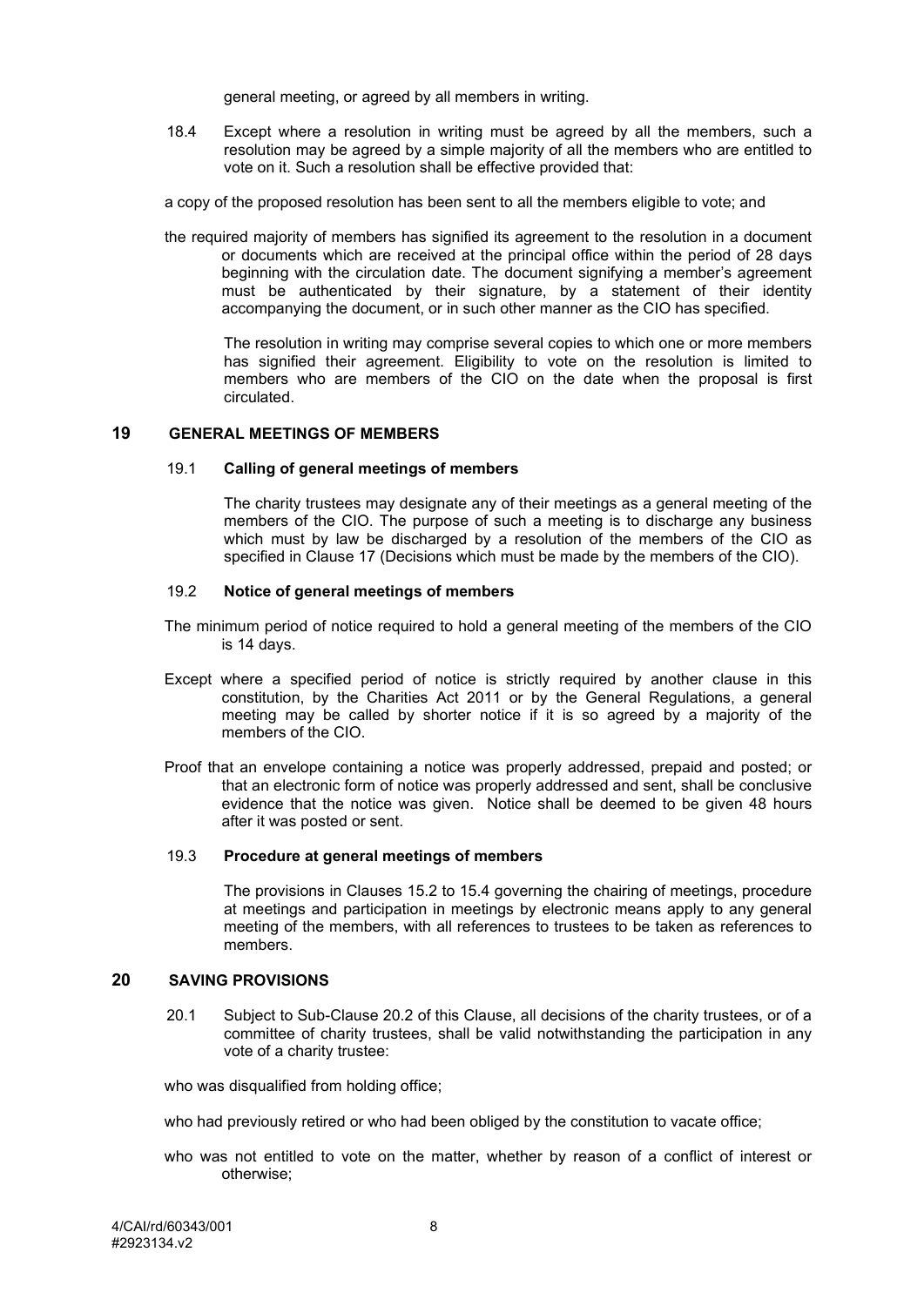general meeting, or agreed by all members in writing.

18.4 Except where a resolution in writing must be agreed by all the members, such a resolution may be agreed by a simple majority of all the members who are entitled to vote on it. Such a resolution shall be effective provided that:

a copy of the proposed resolution has been sent to all the members eligible to vote; and

the required majority of members has signified its agreement to the resolution in a document or documents which are received at the principal office within the period of 28 days beginning with the circulation date. The document signifying a member's agreement must be authenticated by their signature, by a statement of their identity accompanying the document, or in such other manner as the CIO has specified.

The resolution in writing may comprise several copies to which one or more members has signified their agreement. Eligibility to vote on the resolution is limited to members who are members of the CIO on the date when the proposal is first circulated.

## 19 GENERAL MEETINGS OF MEMBERS

### 19.1 Calling of general meetings of members

The charity trustees may designate any of their meetings as a general meeting of the members of the CIO. The purpose of such a meeting is to discharge any business which must by law be discharged by a resolution of the members of the CIO as specified in Clause 17 (Decisions which must be made by the members of the CIO).

### 19.2 Notice of general meetings of members

The minimum period of notice required to hold a general meeting of the members of the CIO is 14 days.

Except where a specified period of notice is strictly required by another clause in this constitution, by the Charities Act 2011 or by the General Regulations, a general meeting may be called by shorter notice if it is so agreed by a majority of the members of the CIO.

Proof that an envelope containing a notice was properly addressed, prepaid and posted; or that an electronic form of notice was properly addressed and sent, shall be conclusive evidence that the notice was given. Notice shall be deemed to be given 48 hours after it was posted or sent.

### 19.3 Procedure at general meetings of members

The provisions in Clauses 15.2 to 15.4 governing the chairing of meetings, procedure at meetings and participation in meetings by electronic means apply to any general meeting of the members, with all references to trustees to be taken as references to members.

## 20 SAVING PROVISIONS

20.1 Subject to Sub-Clause 20.2 of this Clause, all decisions of the charity trustees, or of a committee of charity trustees, shall be valid notwithstanding the participation in any vote of a charity trustee:

who was disqualified from holding office;

who had previously retired or who had been obliged by the constitution to vacate office;

who was not entitled to vote on the matter, whether by reason of a conflict of interest or otherwise;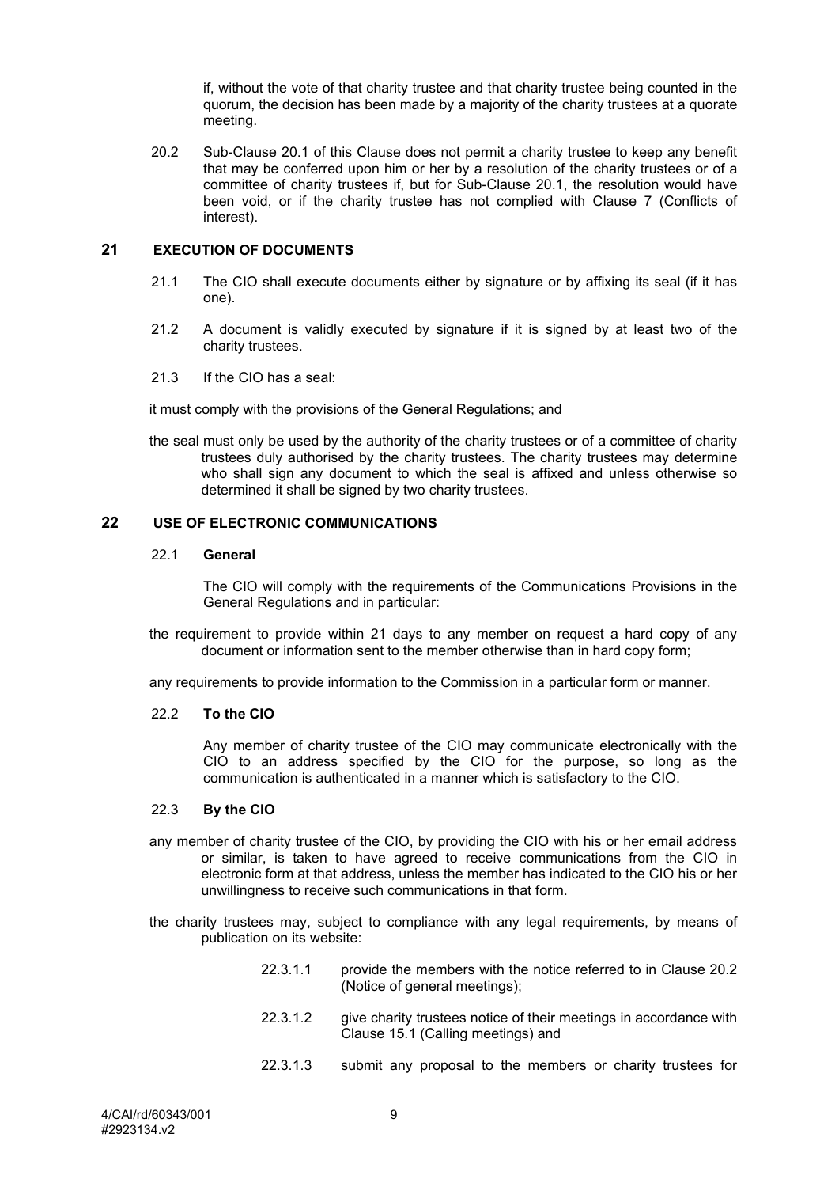if, without the vote of that charity trustee and that charity trustee being counted in the quorum, the decision has been made by a majority of the charity trustees at a quorate meeting.

20.2 Sub-Clause 20.1 of this Clause does not permit a charity trustee to keep any benefit that may be conferred upon him or her by a resolution of the charity trustees or of a committee of charity trustees if, but for Sub-Clause 20.1, the resolution would have been void, or if the charity trustee has not complied with Clause 7 (Conflicts of interest).

## 21 EXECUTION OF DOCUMENTS

21.1 The CIO shall execute documents either by signature or by affixing its seal (if it has one).

21.2 A document is validly executed by signature if it is signed by at least two of the charity trustees.

21.3 If the CIO has a seal:

it must comply with the provisions of the General Regulations; and

the seal must only be used by the authority of the charity trustees or of a committee of charity trustees duly authorised by the charity trustees. The charity trustees may determine who shall sign any document to which the seal is affixed and unless otherwise so determined it shall be signed by two charity trustees.

## 22 USE OF ELECTRONIC COMMUNICATIONS

### 22.1 General

The CIO will comply with the requirements of the Communications Provisions in the General Regulations and in particular:

the requirement to provide within 21 days to any member on request a hard copy of any document or information sent to the member otherwise than in hard copy form;

any requirements to provide information to the Commission in a particular form or manner.

### 22.2 To the CIO

Any member of charity trustee of the CIO may communicate electronically with the CIO to an address specified by the CIO for the purpose, so long as the communication is authenticated in a manner which is satisfactory to the CIO.

### 22.3 By the CIO

any member of charity trustee of the CIO, by providing the CIO with his or her email address or similar, is taken to have agreed to receive communications from the CIO in electronic form at that address, unless the member has indicated to the CIO his or her unwillingness to receive such communications in that form.

the charity trustees may, subject to compliance with any legal requirements, by means of publication on its website:

22.3.1.1 provide the members with the notice referred to in Clause 20.2 (Notice of general meetings);

22.3.1.2 give charity trustees notice of their meetings in accordance with Clause 15.1 (Calling meetings) and

22.3.1.3 submit any proposal to the members or charity trustees for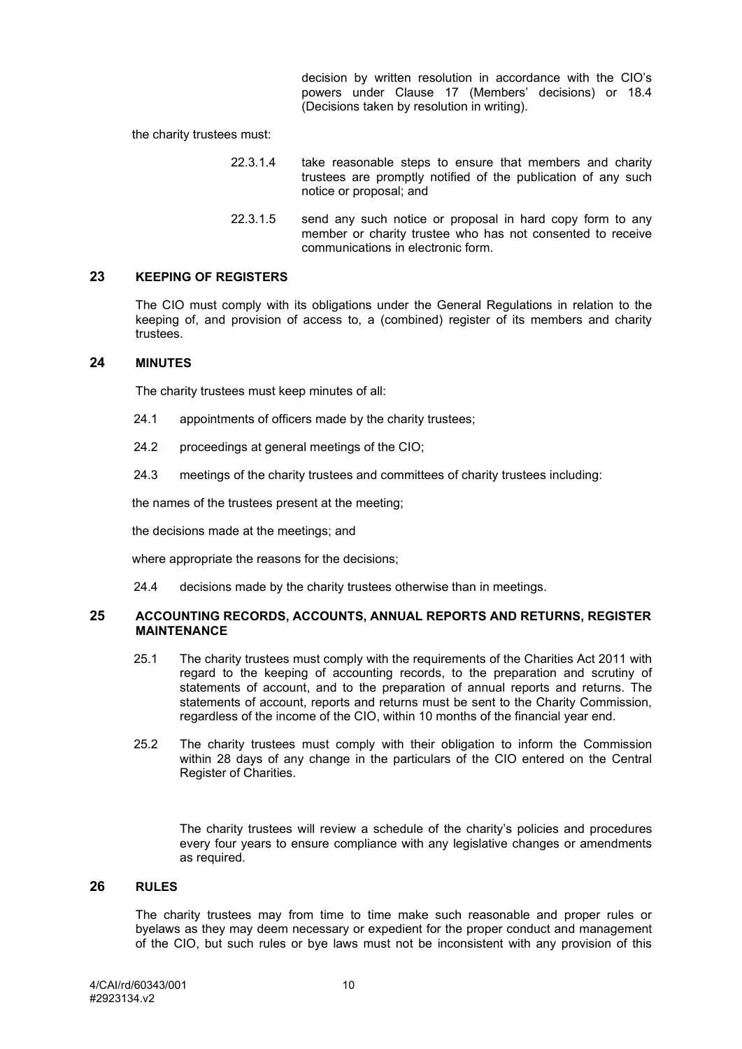decision by written resolution in accordance with the CIO's powers under Clause 17 (Members' decisions) or 18.4 (Decisions taken by resolution in writing).

the charity trustees must:

22.3.1.4 take reasonable steps to ensure that members and charity trustees are promptly notified of the publication of any such notice or proposal; and

22.3.1.5 send any such notice or proposal in hard copy form to any member or charity trustee who has not consented to receive communications in electronic form.

## 23 KEEPING OF REGISTERS

The CIO must comply with its obligations under the General Regulations in relation to the keeping of, and provision of access to, a (combined) register of its members and charity trustees.

## 24 MINUTES

The charity trustees must keep minutes of all:

24.1 appointments of officers made by the charity trustees;

24.2 proceedings at general meetings of the CIO;

24.3 meetings of the charity trustees and committees of charity trustees including:

the names of the trustees present at the meeting;

the decisions made at the meetings; and

where appropriate the reasons for the decisions;

24.4 decisions made by the charity trustees otherwise than in meetings.

## 25 ACCOUNTING RECORDS, ACCOUNTS, ANNUAL REPORTS AND RETURNS, REGISTER MAINTENANCE

25.1 The charity trustees must comply with the requirements of the Charities Act 2011 with regard to the keeping of accounting records, to the preparation and scrutiny of statements of account, and to the preparation of annual reports and returns. The statements of account, reports and returns must be sent to the Charity Commission, regardless of the income of the CIO, within 10 months of the financial year end.

25.2 The charity trustees must comply with their obligation to inform the Commission within 28 days of any change in the particulars of the CIO entered on the Central Register of Charities.

The charity trustees will review a schedule of the charity's policies and procedures every four years to ensure compliance with any legislative changes or amendments as required.

## 26 RULES

The charity trustees may from time to time make such reasonable and proper rules or byelaws as they may deem necessary or expedient for the proper conduct and management of the CIO, but such rules or bye laws must not be inconsistent with any provision of this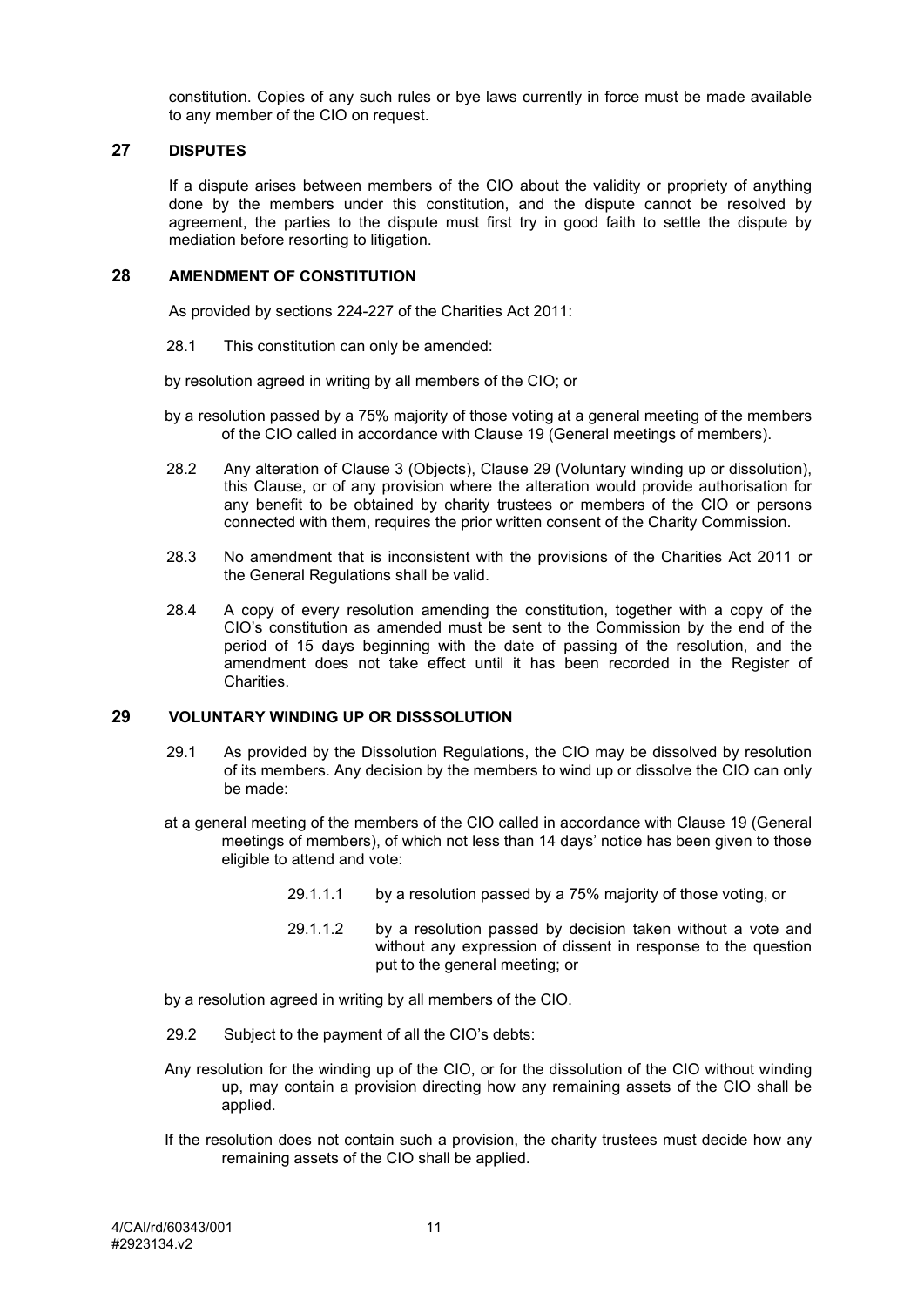constitution. Copies of any such rules or bye laws currently in force must be made available to any member of the CIO on request.

## 27 DISPUTES

If a dispute arises between members of the CIO about the validity or propriety of anything done by the members under this constitution, and the dispute cannot be resolved by agreement, the parties to the dispute must first try in good faith to settle the dispute by mediation before resorting to litigation.

## 28 AMENDMENT OF CONSTITUTION

As provided by sections 224-227 of the Charities Act 2011:

28.1 This constitution can only be amended:

by resolution agreed in writing by all members of the CIO; or

by a resolution passed by a 75% majority of those voting at a general meeting of the members of the CIO called in accordance with Clause 19 (General meetings of members).

28.2 Any alteration of Clause 3 (Objects), Clause 29 (Voluntary winding up or dissolution), this Clause, or of any provision where the alteration would provide authorisation for any benefit to be obtained by charity trustees or members of the CIO or persons connected with them, requires the prior written consent of the Charity Commission.

28.3 No amendment that is inconsistent with the provisions of the Charities Act 2011 or the General Regulations shall be valid.

28.4 A copy of every resolution amending the constitution, together with a copy of the CIO's constitution as amended must be sent to the Commission by the end of the period of 15 days beginning with the date of passing of the resolution, and the amendment does not take effect until it has been recorded in the Register of Charities.

## 29 VOLUNTARY WINDING UP OR DISSSOLUTION

29.1 As provided by the Dissolution Regulations, the CIO may be dissolved by resolution of its members. Any decision by the members to wind up or dissolve the CIO can only be made:

at a general meeting of the members of the CIO called in accordance with Clause 19 (General meetings of members), of which not less than 14 days' notice has been given to those eligible to attend and vote:

29.1.1.1 by a resolution passed by a 75% majority of those voting, or

29.1.1.2 by a resolution passed by decision taken without a vote and without any expression of dissent in response to the question put to the general meeting; or

by a resolution agreed in writing by all members of the CIO.

29.2 Subject to the payment of all the CIO's debts:

Any resolution for the winding up of the CIO, or for the dissolution of the CIO without winding up, may contain a provision directing how any remaining assets of the CIO shall be applied.

If the resolution does not contain such a provision, the charity trustees must decide how any remaining assets of the CIO shall be applied.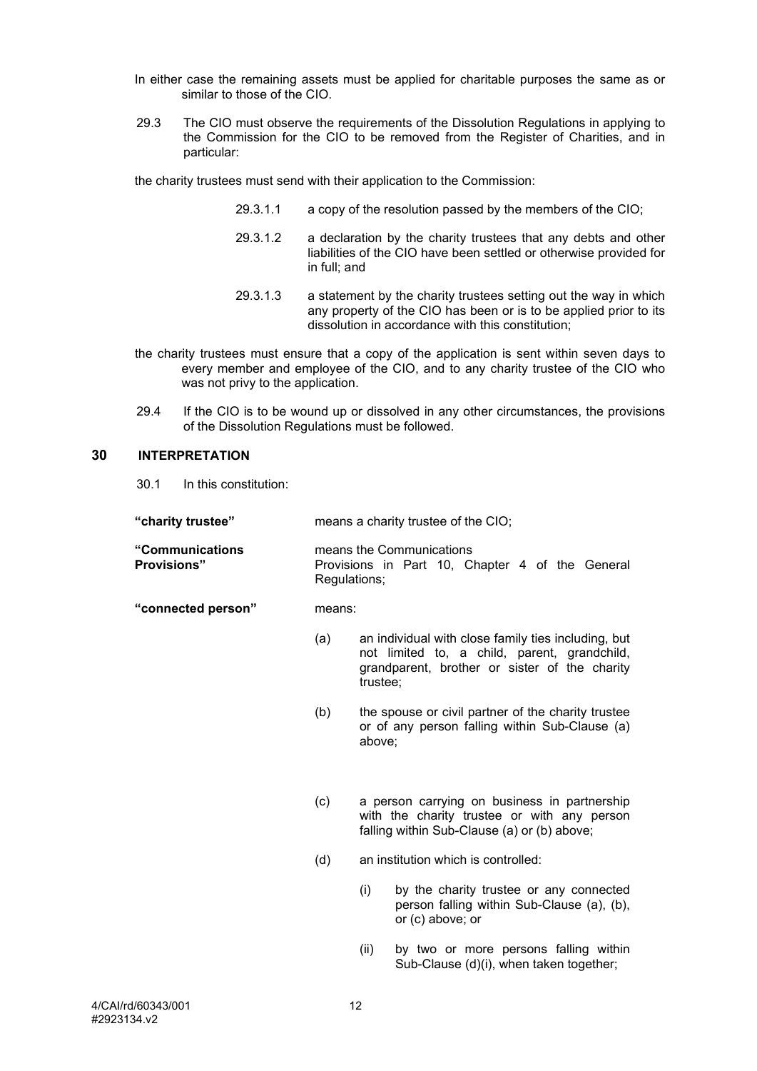In either case the remaining assets must be applied for charitable purposes the same as or similar to those of the CIO.

29.3 The CIO must observe the requirements of the Dissolution Regulations in applying to the Commission for the CIO to be removed from the Register of Charities, and in particular:

the charity trustees must send with their application to the Commission:

29.3.1.1 a copy of the resolution passed by the members of the CIO;

29.3.1.2 a declaration by the charity trustees that any debts and other liabilities of the CIO have been settled or otherwise provided for in full; and

29.3.1.3 a statement by the charity trustees setting out the way in which any property of the CIO has been or is to be applied prior to its dissolution in accordance with this constitution;

the charity trustees must ensure that a copy of the application is sent within seven days to every member and employee of the CIO, and to any charity trustee of the CIO who was not privy to the application.

29.4 If the CIO is to be wound up or dissolved in any other circumstances, the provisions of the Dissolution Regulations must be followed.

## 30 INTERPRETATION

30.1 In this constitution:

**"charity trustee"** means a charity trustee of the CIO;

**"Communications Provisions"** means the Communications Provisions in Part 10, Chapter 4 of the General Regulations;

**"connected person"** means:

(a) an individual with close family ties including, but not limited to, a child, parent, grandchild, grandparent, brother or sister of the charity trustee;

(b) the spouse or civil partner of the charity trustee or of any person falling within Sub-Clause (a) above;

(c) a person carrying on business in partnership with the charity trustee or with any person falling within Sub-Clause (a) or (b) above;

(d) an institution which is controlled:

(i) by the charity trustee or any connected person falling within Sub-Clause (a), (b), or (c) above; or

(ii) by two or more persons falling within Sub-Clause (d)(i), when taken together;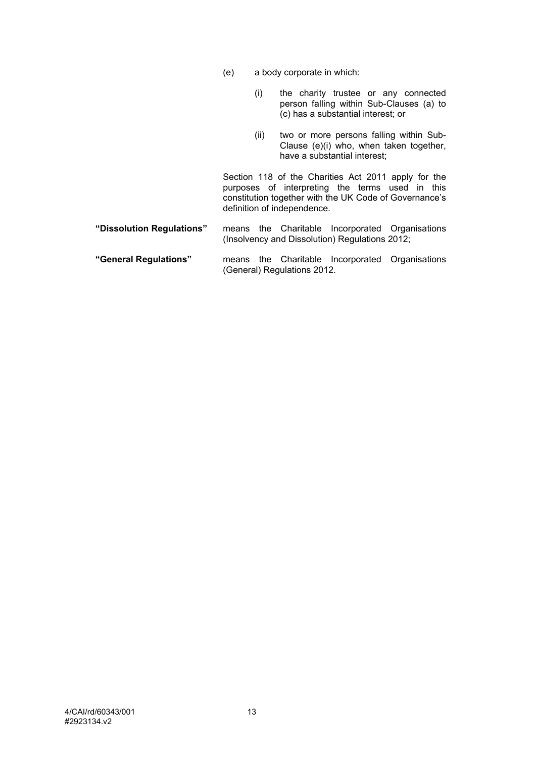(e) a body corporate in which:

(i) the charity trustee or any connected person falling within Sub-Clauses (a) to (c) has a substantial interest; or

(ii) two or more persons falling within Sub-Clause (e)(i) who, when taken together, have a substantial interest;

Section 118 of the Charities Act 2011 apply for the purposes of interpreting the terms used in this constitution together with the UK Code of Governance's definition of independence.

**"Dissolution Regulations"** means the Charitable Incorporated Organisations (Insolvency and Dissolution) Regulations 2012;

**"General Regulations"** means the Charitable Incorporated Organisations (General) Regulations 2012.

4/CAI/rd/60343/001
#2923134.v2